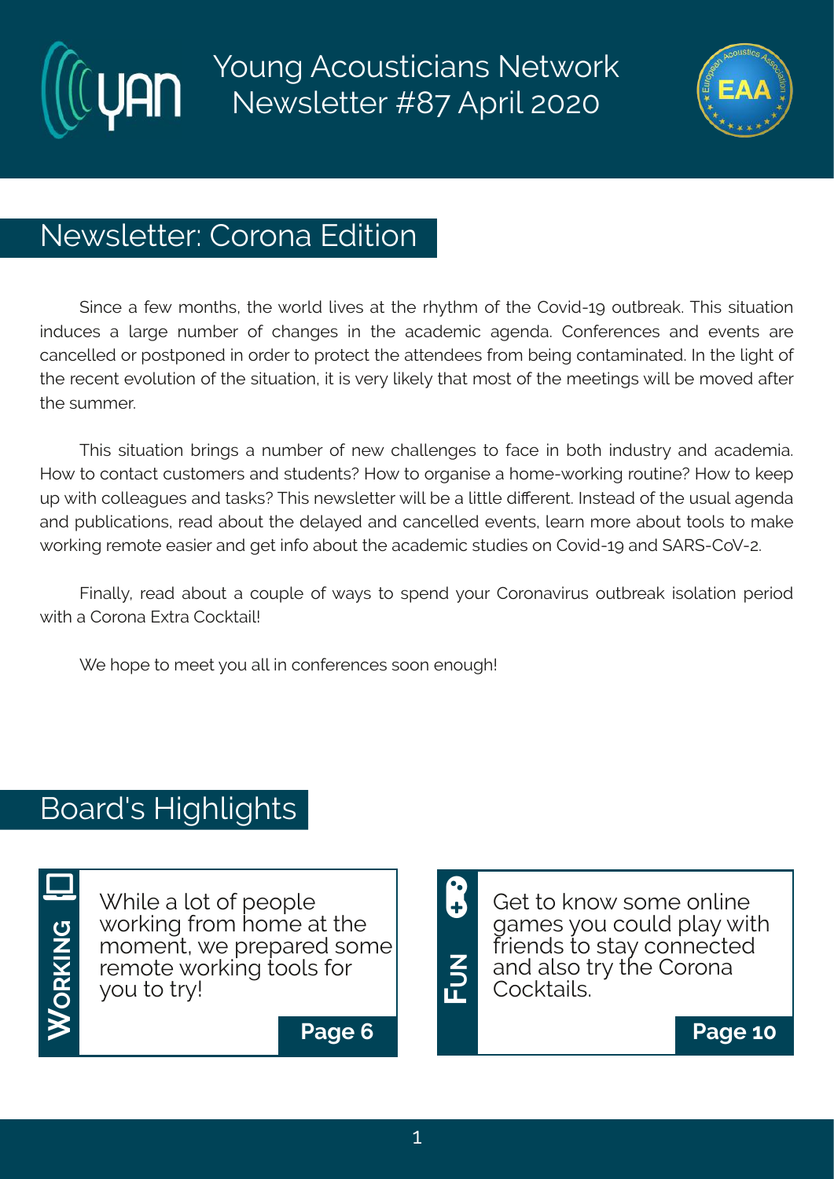# Young Acousticians Network Newsletter #87 April 2020

## Newsletter: Corona Edition

Since a few months, the world lives at the rhythm of the Covid-19 outbreak. This situation induces a large number of changes in the academic agenda. Conferences and events are cancelled or postponed in order to protect the attendees from being contaminated. In the light of the recent evolution of the situation, it is very likely that most of the meetings will be moved after the summer.

This situation brings a number of new challenges to face in both industry and academia. How to contact customers and students? How to organise a home-working routine? How to keep up with colleagues and tasks? This newsletter will be a little different. Instead of the usual agenda and publications, read about the delayed and cancelled events, learn more about tools to make working remote easier and get info about the academic studies on Covid-19 and SARS-CoV-2.

Finally, read about a couple of ways to spend your Coronavirus outbreak isolation period with a Corona Extra Cocktail!

We hope to meet you all in conferences soon enough!

## Board's Highlights

**Working**

While a lot of people working from home at the moment, we prepared some remote working tools for you to try!

**Page 6**

**Fun**

Get to know some online games you could play with friends to stay connected and also try the Corona Cocktails.

**Page 10**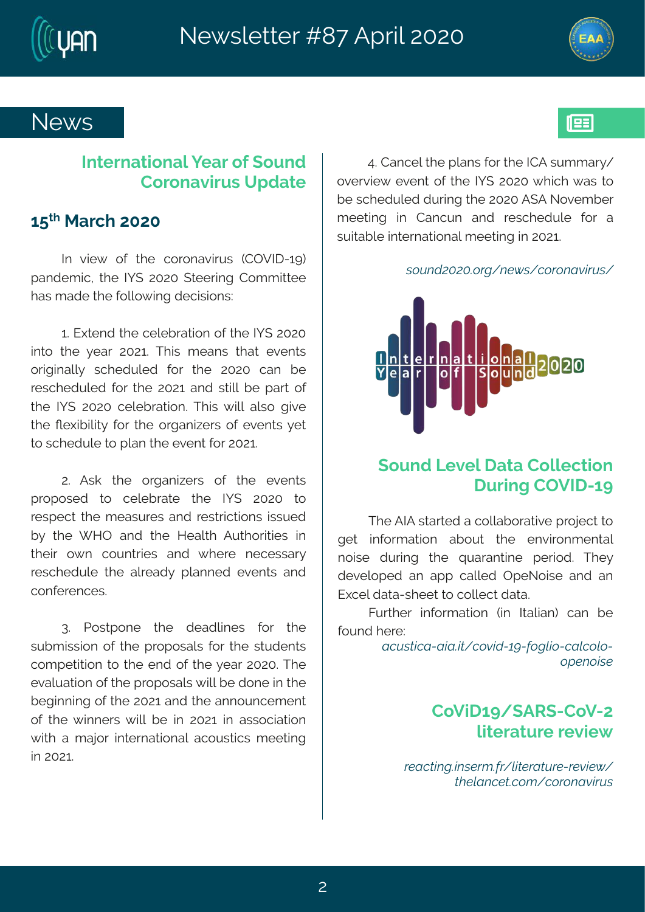# News

## International Year of Sound Coronavirus Update

### 15th March 2020

In view of the coronavirus (COVID-19) pandemic, the IYS 2020 Steering Committee has made the following decisions:

1. Extend the celebration of the IYS 2020 into the year 2021. This means that events originally scheduled for the 2020 can be rescheduled for the 2021 and still be part of the IYS 2020 celebration. This will also give the flexibility for the organizers of events yet to schedule to plan the event for 2021.

2. Ask the organizers of the events proposed to celebrate the IYS 2020 to respect the measures and restrictions issued by the WHO and the Health Authorities in their own countries and where necessary reschedule the already planned events and conferences.

3. Postpone the deadlines for the submission of the proposals for the students competition to the end of the year 2020. The evaluation of the proposals will be done in the beginning of the 2021 and the announcement of the winners will be in 2021 in association with a major international acoustics meeting in 2021.

4. Cancel the plans for the ICA summary/overview event of the IYS 2020 which was to be scheduled during the 2020 ASA November meeting in Cancun and reschedule for a suitable international meeting in 2021.

*sound2020.org/news/coronavirus/*

## Sound Level Data Collection During COVID-19

The AIA started a collaborative project to get information about the environmental noise during the quarantine period. They developed an app called OpeNoise and an Excel data-sheet to collect data.

Further information (in Italian) can be found here:

*acustica-aia.it/covid-19-foglio-calcolo-openoise*

## CoViD19/SARS-CoV-2 literature review

*reacting.inserm.fr/literature-review/*
*thelancet.com/coronavirus*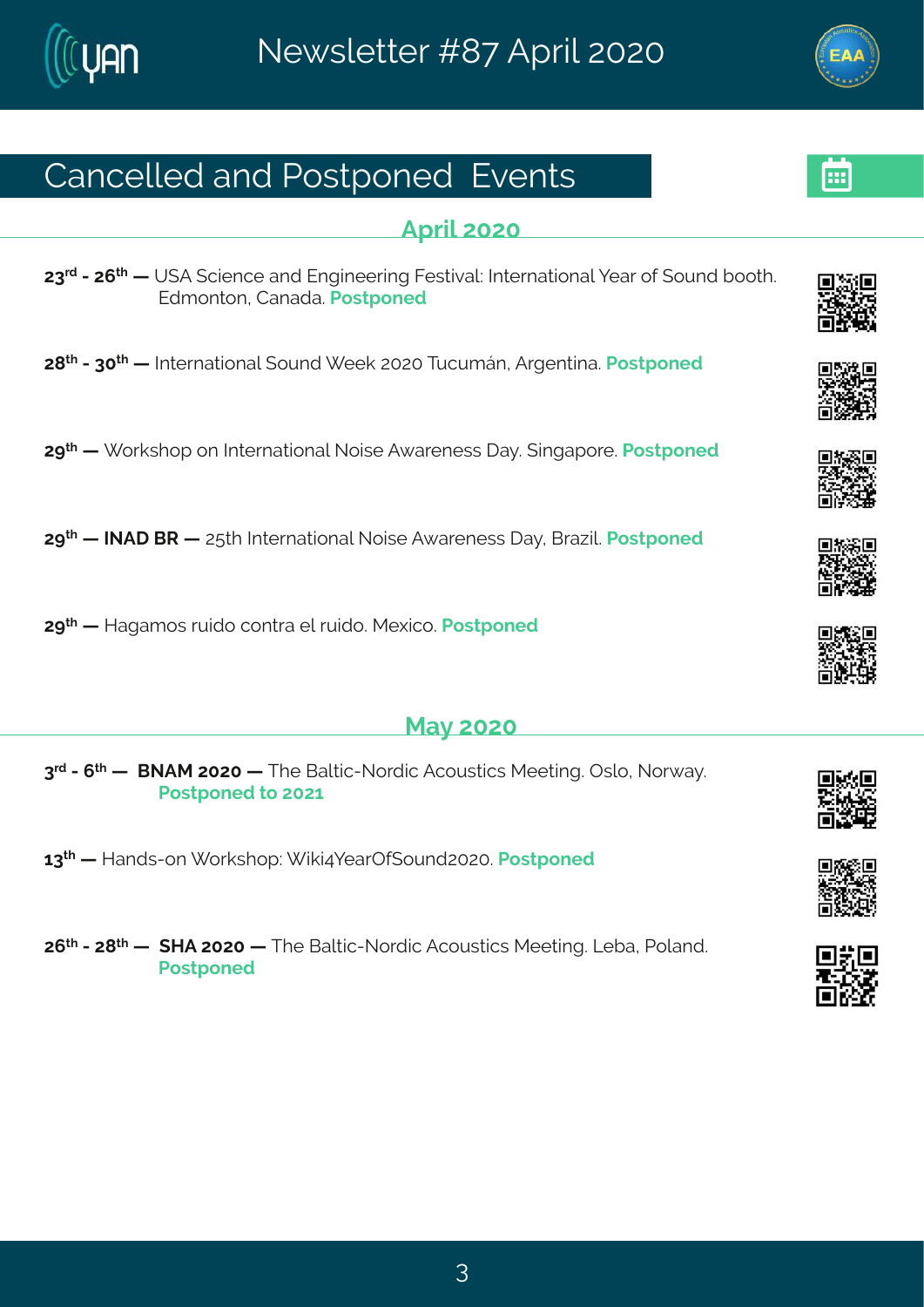# Cancelled and Postponed Events

## April 2020

**23rd - 26th —** USA Science and Engineering Festival: International Year of Sound booth. Edmonton, Canada. **Postponed**

**28th - 30th —** International Sound Week 2020 Tucumán, Argentina. **Postponed**

**29th —** Workshop on International Noise Awareness Day. Singapore. **Postponed**

**29th — INAD BR —** 25th International Noise Awareness Day, Brazil. **Postponed**

**29th —** Hagamos ruido contra el ruido. Mexico. **Postponed**

## May 2020

**3rd - 6th — BNAM 2020 —** The Baltic-Nordic Acoustics Meeting. Oslo, Norway. **Postponed to 2021**

**13th —** Hands-on Workshop: Wiki4YearOfSound2020. **Postponed**

**26th - 28th — SHA 2020 —** The Baltic-Nordic Acoustics Meeting. Leba, Poland. **Postponed**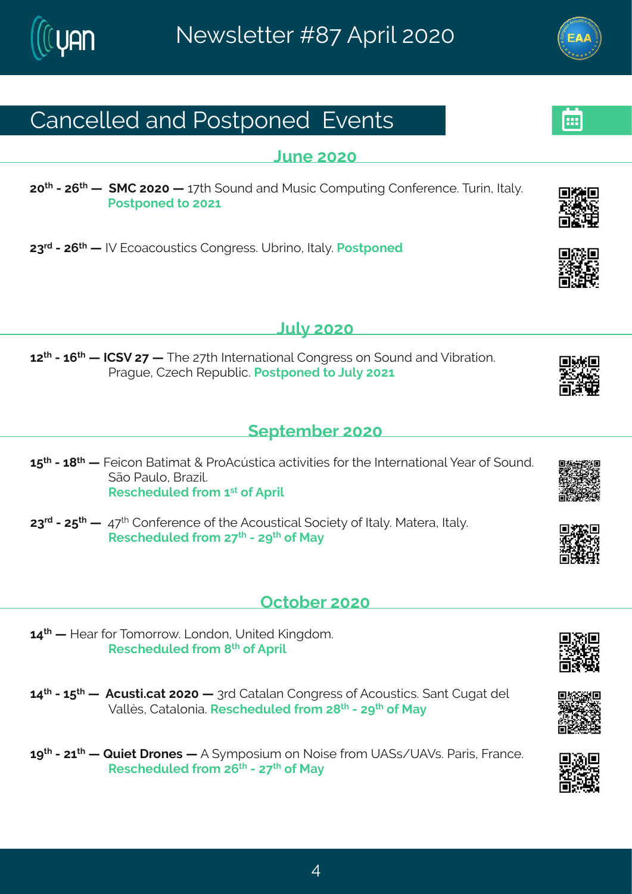# Cancelled and Postponed Events

## June 2020

**20th - 26th — SMC 2020 —** 17th Sound and Music Computing Conference. Turin, Italy.
**Postponed to 2021**

**23rd - 26th —** IV Ecoacoustics Congress. Ubrino, Italy. **Postponed**

## July 2020

**12th - 16th — ICSV 27 —** The 27th International Congress on Sound and Vibration. Prague, Czech Republic. **Postponed to July 2021**

## September 2020

**15th - 18th —** Feicon Batimat & ProAcústica activities for the International Year of Sound. São Paulo, Brazil.
**Rescheduled from 1st of April**

**23rd - 25th —** 47th Conference of the Acoustical Society of Italy. Matera, Italy.
**Rescheduled from 27th - 29th of May**

## October 2020

**14th —** Hear for Tomorrow. London, United Kingdom.
**Rescheduled from 8th of April**

**14th - 15th — Acusti.cat 2020 —** 3rd Catalan Congress of Acoustics. Sant Cugat del Vallès, Catalonia. **Rescheduled from 28th - 29th of May**

**19th - 21th — Quiet Drones —** A Symposium on Noise from UASs/UAVs. Paris, France.
**Rescheduled from 26th - 27th of May**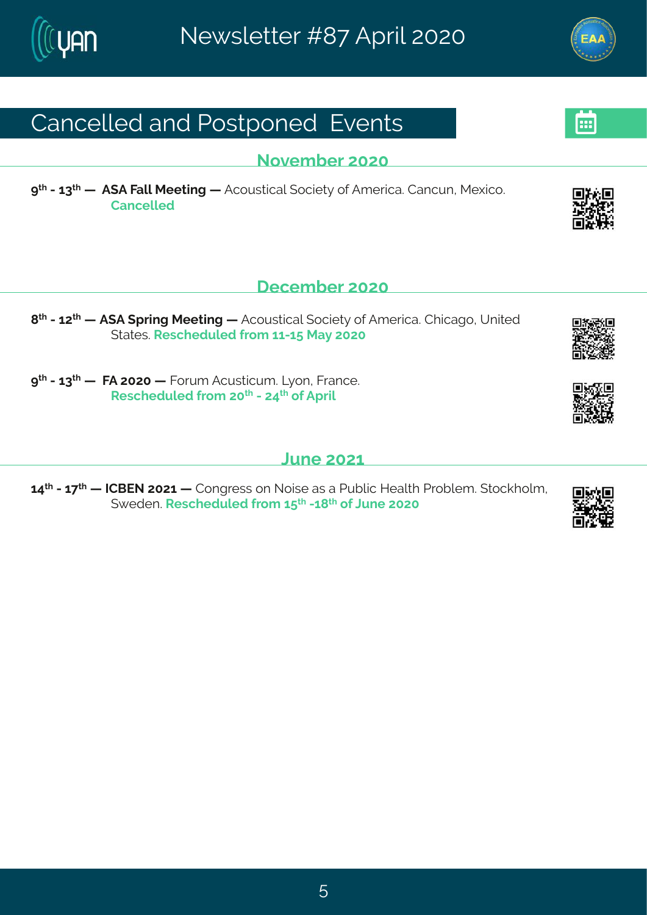# Cancelled and Postponed Events

## November 2020

**9th - 13th — ASA Fall Meeting —** Acoustical Society of America. Cancun, Mexico. **Cancelled**

## December 2020

**8th - 12th — ASA Spring Meeting —** Acoustical Society of America. Chicago, United States. **Rescheduled from 11-15 May 2020**

**9th - 13th — FA 2020 —** Forum Acusticum. Lyon, France. **Rescheduled from 20th - 24th of April**

## June 2021

**14th - 17th — ICBEN 2021 —** Congress on Noise as a Public Health Problem. Stockholm, Sweden. **Rescheduled from 15th -18th of June 2020**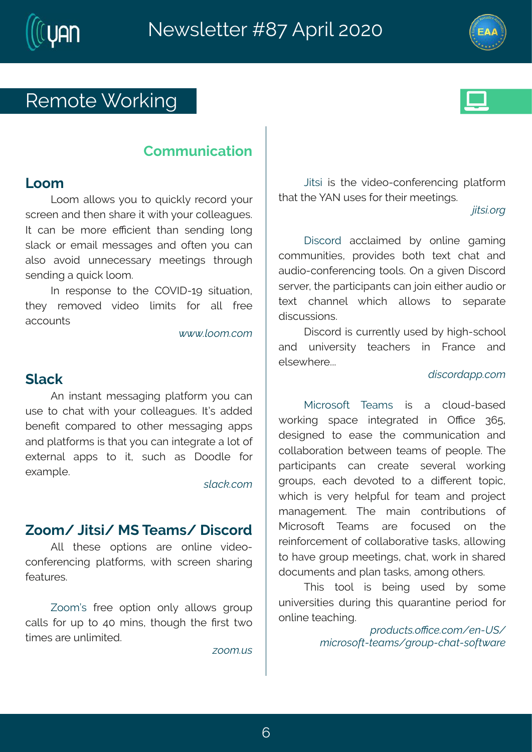# Remote Working

## Communication

### Loom

Loom allows you to quickly record your screen and then share it with your colleagues. It can be more efficient than sending long slack or email messages and often you can also avoid unnecessary meetings through sending a quick loom.

In response to the COVID-19 situation, they removed video limits for all free accounts

*www.loom.com*

### Slack

An instant messaging platform you can use to chat with your colleagues. It's added benefit compared to other messaging apps and platforms is that you can integrate a lot of external apps to it, such as Doodle for example.

*slack.com*

### Zoom/ Jitsi/ MS Teams/ Discord

All these options are online video-conferencing platforms, with screen sharing features.

Zoom's free option only allows group calls for up to 40 mins, though the first two times are unlimited.

*zoom.us*

Jitsi is the video-conferencing platform that the YAN uses for their meetings.

*jitsi.org*

Discord acclaimed by online gaming communities, provides both text chat and audio-conferencing tools. On a given Discord server, the participants can join either audio or text channel which allows to separate discussions.

Discord is currently used by high-school and university teachers in France and elsewhere...

*discordapp.com*

Microsoft Teams is a cloud-based working space integrated in Office 365, designed to ease the communication and collaboration between teams of people. The participants can create several working groups, each devoted to a different topic, which is very helpful for team and project management. The main contributions of Microsoft Teams are focused on the reinforcement of collaborative tasks, allowing to have group meetings, chat, work in shared documents and plan tasks, among others.

This tool is being used by some universities during this quarantine period for online teaching.

*products.office.com/en-US/microsoft-teams/group-chat-software*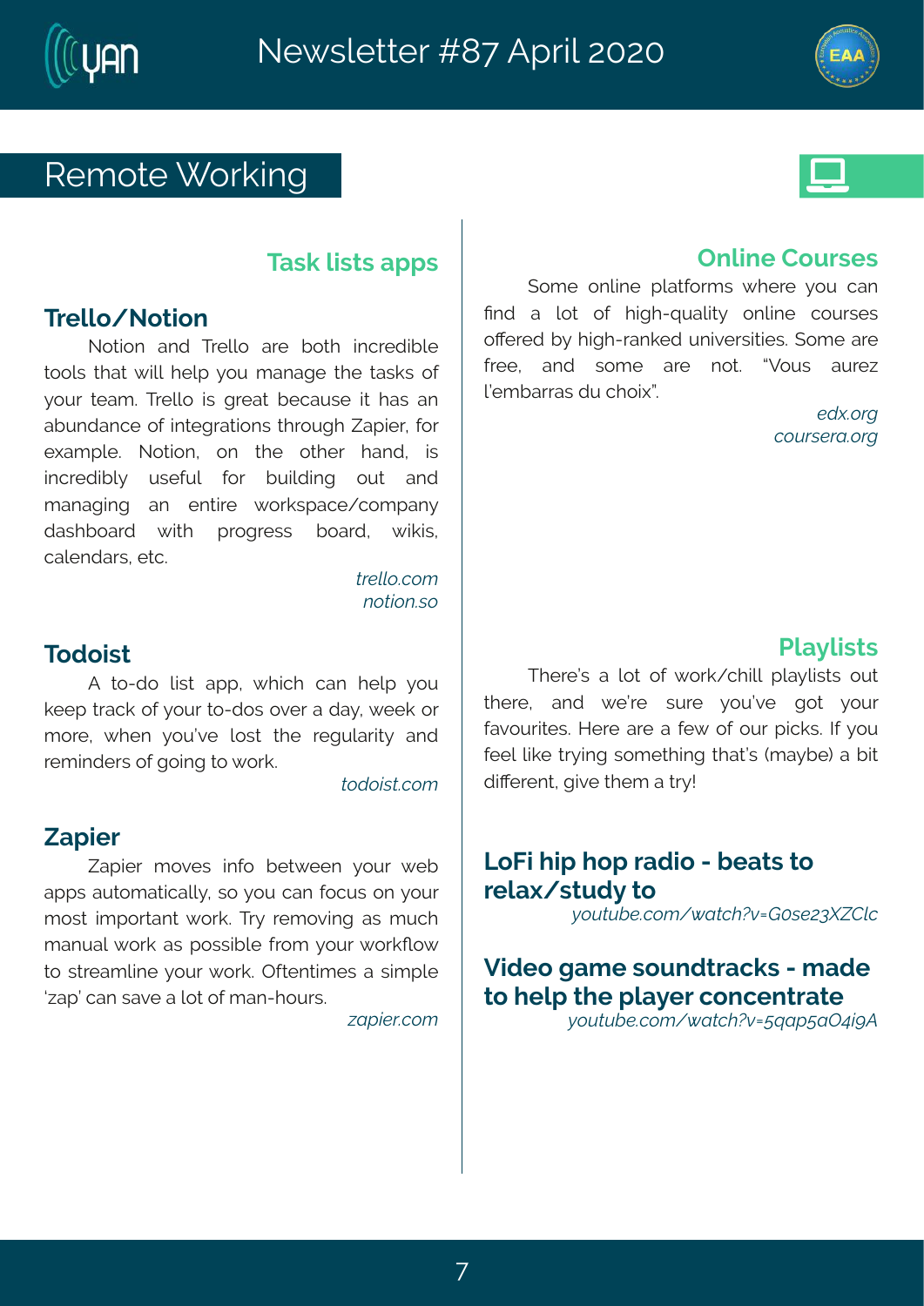# Remote Working

## Task lists apps

### Trello/Notion

Notion and Trello are both incredible tools that will help you manage the tasks of your team. Trello is great because it has an abundance of integrations through Zapier, for example. Notion, on the other hand, is incredibly useful for building out and managing an entire workspace/company dashboard with progress board, wikis, calendars, etc.

*trello.com*
*notion.so*

### Todoist

A to-do list app, which can help you keep track of your to-dos over a day, week or more, when you've lost the regularity and reminders of going to work.

*todoist.com*

### Zapier

Zapier moves info between your web apps automatically, so you can focus on your most important work. Try removing as much manual work as possible from your workflow to streamline your work. Oftentimes a simple 'zap' can save a lot of man-hours.

*zapier.com*

## Online Courses

Some online platforms where you can find a lot of high-quality online courses offered by high-ranked universities. Some are free, and some are not. "Vous aurez l'embarras du choix".

*edx.org*
*coursera.org*

## Playlists

There's a lot of work/chill playlists out there, and we're sure you've got your favourites. Here are a few of our picks. If you feel like trying something that's (maybe) a bit different, give them a try!

### LoFi hip hop radio - beats to relax/study to

*youtube.com/watch?v=G0se23XZClc*

### Video game soundtracks - made to help the player concentrate

*youtube.com/watch?v=5qap5aO4i9A*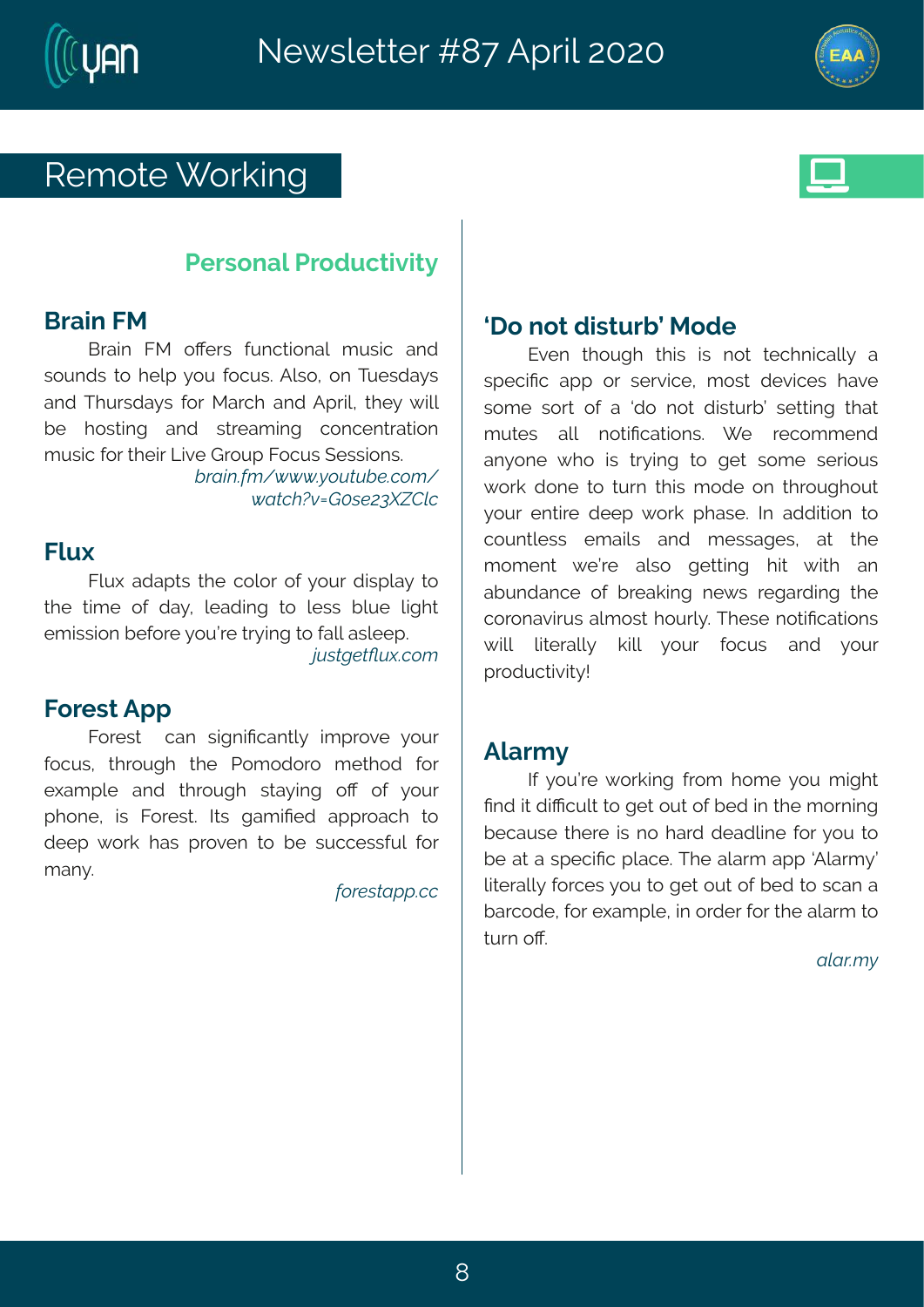# Remote Working

## Personal Productivity

### Brain FM

Brain FM offers functional music and sounds to help you focus. Also, on Tuesdays and Thursdays for March and April, they will be hosting and streaming concentration music for their Live Group Focus Sessions.

*brain.fm/www.youtube.com/watch?v=G0se23XZClc*

### Flux

Flux adapts the color of your display to the time of day, leading to less blue light emission before you're trying to fall asleep.

*justgetflux.com*

### Forest App

Forest can significantly improve your focus, through the Pomodoro method for example and through staying off of your phone, is Forest. Its gamified approach to deep work has proven to be successful for many.

*forestapp.cc*

### 'Do not disturb' Mode

Even though this is not technically a specific app or service, most devices have some sort of a 'do not disturb' setting that mutes all notifications. We recommend anyone who is trying to get some serious work done to turn this mode on throughout your entire deep work phase. In addition to countless emails and messages, at the moment we're also getting hit with an abundance of breaking news regarding the coronavirus almost hourly. These notifications will literally kill your focus and your productivity!

### Alarmy

If you're working from home you might find it difficult to get out of bed in the morning because there is no hard deadline for you to be at a specific place. The alarm app 'Alarmy' literally forces you to get out of bed to scan a barcode, for example, in order for the alarm to turn off.

*alar.my*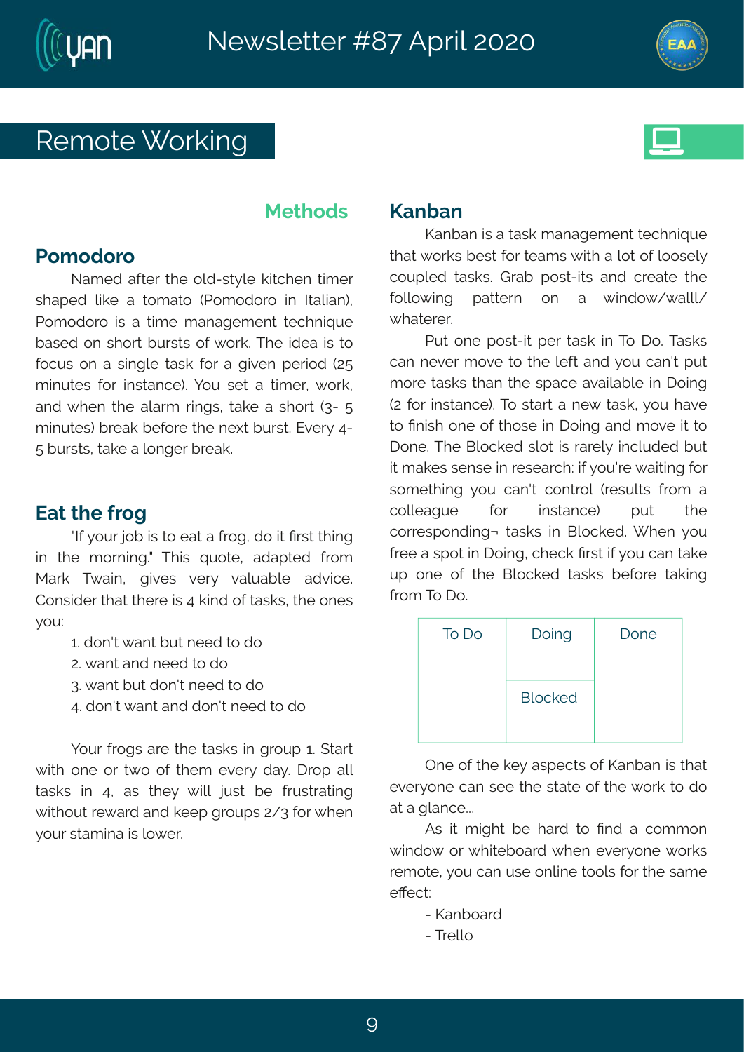# Remote Working

## Methods

### Pomodoro

Named after the old-style kitchen timer shaped like a tomato (Pomodoro in Italian), Pomodoro is a time management technique based on short bursts of work. The idea is to focus on a single task for a given period (25 minutes for instance). You set a timer, work, and when the alarm rings, take a short (3- 5 minutes) break before the next burst. Every 4-5 bursts, take a longer break.

### Eat the frog

"If your job is to eat a frog, do it first thing in the morning." This quote, adapted from Mark Twain, gives very valuable advice. Consider that there is 4 kind of tasks, the ones you:

1. don't want but need to do
2. want and need to do
3. want but don't need to do
4. don't want and don't need to do

Your frogs are the tasks in group 1. Start with one or two of them every day. Drop all tasks in 4, as they will just be frustrating without reward and keep groups 2/3 for when your stamina is lower.

### Kanban

Kanban is a task management technique that works best for teams with a lot of loosely coupled tasks. Grab post-its and create the following pattern on a window/walll/ whaterer.

Put one post-it per task in To Do. Tasks can never move to the left and you can't put more tasks than the space available in Doing (2 for instance). To start a new task, you have to finish one of those in Doing and move it to Done. The Blocked slot is rarely included but it makes sense in research: if you're waiting for something you can't control (results from a colleague for instance) put the corresponding¬ tasks in Blocked. When you free a spot in Doing, check first if you can take up one of the Blocked tasks before taking from To Do.

| To Do | Doing | Done |
|---|---|---|
| | Blocked | |

One of the key aspects of Kanban is that everyone can see the state of the work to do at a glance...

As it might be hard to find a common window or whiteboard when everyone works remote, you can use online tools for the same effect:

- Kanboard
- Trello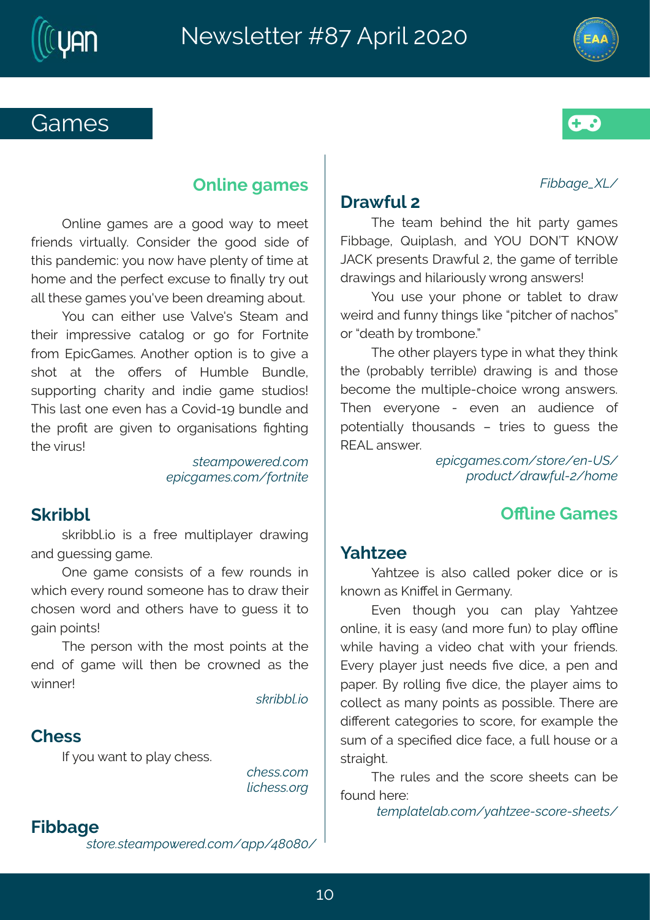# Games

## Online games

Online games are a good way to meet friends virtually. Consider the good side of this pandemic: you now have plenty of time at home and the perfect excuse to finally try out all these games you've been dreaming about.

You can either use Valve's Steam and their impressive catalog or go for Fortnite from EpicGames. Another option is to give a shot at the offers of Humble Bundle, supporting charity and indie game studios! This last one even has a Covid-19 bundle and the profit are given to organisations fighting the virus!

*steampowered.com*
*epicgames.com/fortnite*

### Skribbl

skribbl.io is a free multiplayer drawing and guessing game.

One game consists of a few rounds in which every round someone has to draw their chosen word and others have to guess it to gain points!

The person with the most points at the end of game will then be crowned as the winner!

*skribbl.io*

### Chess

If you want to play chess.

*chess.com*
*lichess.org*

### Fibbage

*store.steampowered.com/app/48080/Fibbage_XL/*

### Drawful 2

The team behind the hit party games Fibbage, Quiplash, and YOU DON'T KNOW JACK presents Drawful 2, the game of terrible drawings and hilariously wrong answers!

You use your phone or tablet to draw weird and funny things like "pitcher of nachos" or "death by trombone."

The other players type in what they think the (probably terrible) drawing is and those become the multiple-choice wrong answers. Then everyone - even an audience of potentially thousands – tries to guess the REAL answer.

*epicgames.com/store/en-US/product/drawful-2/home*

## Offline Games

### Yahtzee

Yahtzee is also called poker dice or is known as Kniffel in Germany.

Even though you can play Yahtzee online, it is easy (and more fun) to play offline while having a video chat with your friends. Every player just needs five dice, a pen and paper. By rolling five dice, the player aims to collect as many points as possible. There are different categories to score, for example the sum of a specified dice face, a full house or a straight.

The rules and the score sheets can be found here:

*templatelab.com/yahtzee-score-sheets/*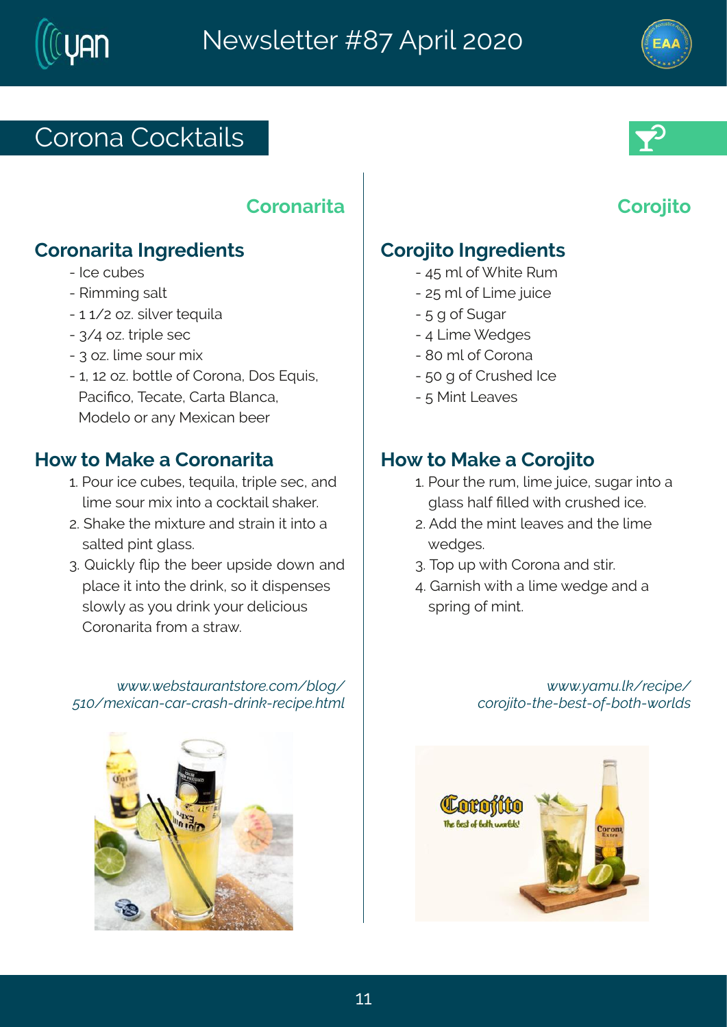# Corona Cocktails

## Coronarita

### Coronarita Ingredients

- Ice cubes
- Rimming salt
- 1 1/2 oz. silver tequila
- 3/4 oz. triple sec
- 3 oz. lime sour mix
- 1, 12 oz. bottle of Corona, Dos Equis, Pacifico, Tecate, Carta Blanca, Modelo or any Mexican beer

### How to Make a Coronarita

1. Pour ice cubes, tequila, triple sec, and lime sour mix into a cocktail shaker.
2. Shake the mixture and strain it into a salted pint glass.
3. Quickly flip the beer upside down and place it into the drink, so it dispenses slowly as you drink your delicious Coronarita from a straw.

*www.webstaurantstore.com/blog/510/mexican-car-crash-drink-recipe.html*

## Corojito

### Corojito Ingredients

- 45 ml of White Rum
- 25 ml of Lime juice
- 5 g of Sugar
- 4 Lime Wedges
- 80 ml of Corona
- 50 g of Crushed Ice
- 5 Mint Leaves

### How to Make a Corojito

1. Pour the rum, lime juice, sugar into a glass half filled with crushed ice.
2. Add the mint leaves and the lime wedges.
3. Top up with Corona and stir.
4. Garnish with a lime wedge and a spring of mint.

*www.yamu.lk/recipe/corojito-the-best-of-both-worlds*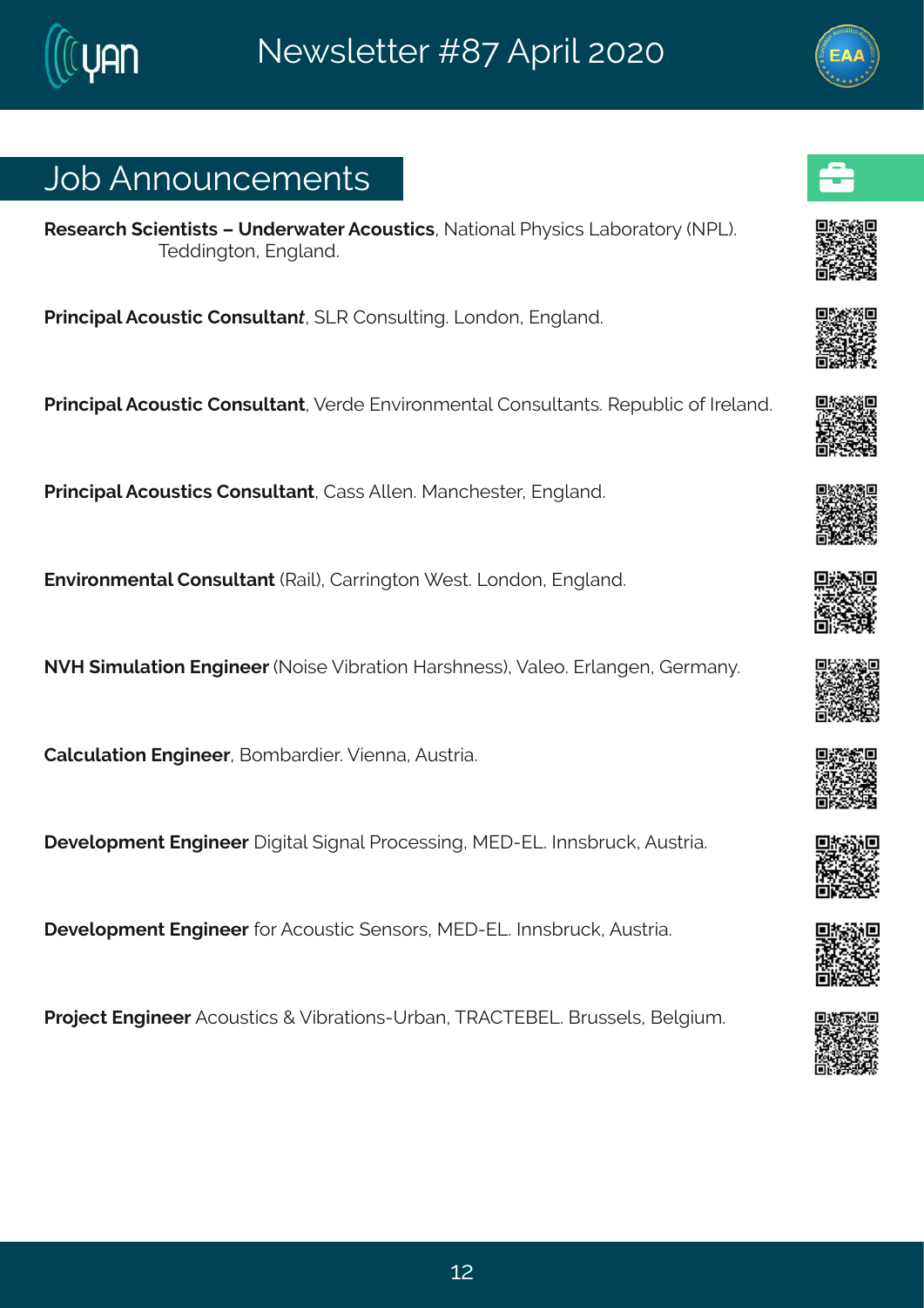## Job Announcements

**Research Scientists – Underwater Acoustics**, National Physics Laboratory (NPL). Teddington, England.

**Principal Acoustic Consultant**, SLR Consulting. London, England.

**Principal Acoustic Consultant**, Verde Environmental Consultants. Republic of Ireland.

**Principal Acoustics Consultant**, Cass Allen. Manchester, England.

**Environmental Consultant** (Rail), Carrington West. London, England.

**NVH Simulation Engineer** (Noise Vibration Harshness), Valeo. Erlangen, Germany.

**Calculation Engineer**, Bombardier. Vienna, Austria.

**Development Engineer** Digital Signal Processing, MED-EL. Innsbruck, Austria.

**Development Engineer** for Acoustic Sensors, MED-EL. Innsbruck, Austria.

**Project Engineer** Acoustics & Vibrations-Urban, TRACTEBEL. Brussels, Belgium.